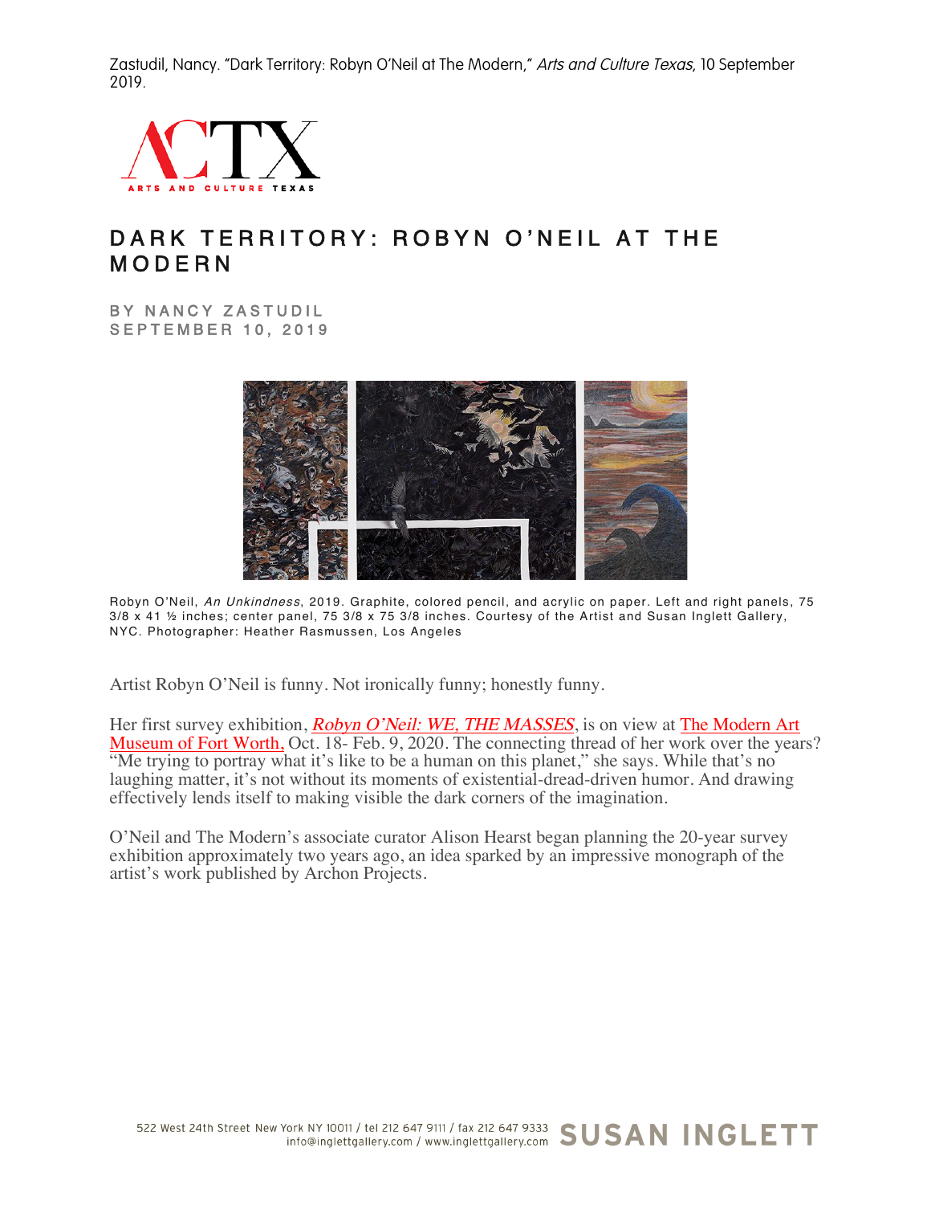Zastudil, Nancy. "Dark Territory: Robyn O'Neil at The Modern," *Arts and Culture Texas*, 10 September 2019.

# DARK TERRITORY: ROBYN O'NEIL AT THE MODERN

BY NANCY ZASTUDIL
SEPTEMBER 10, 2019

Robyn O'Neil, *An Unkindness*, 2019. Graphite, colored pencil, and acrylic on paper. Left and right panels, 75 3/8 x 41 ½ inches; center panel, 75 3/8 x 75 3/8 inches. Courtesy of the Artist and Susan Inglett Gallery, NYC. Photographer: Heather Rasmussen, Los Angeles

Artist Robyn O'Neil is funny. Not ironically funny; honestly funny.

Her first survey exhibition, *Robyn O'Neil: WE, THE MASSES*, is on view at The Modern Art Museum of Fort Worth, Oct. 18- Feb. 9, 2020. The connecting thread of her work over the years? "Me trying to portray what it's like to be a human on this planet," she says. While that's no laughing matter, it's not without its moments of existential-dread-driven humor. And drawing effectively lends itself to making visible the dark corners of the imagination.

O'Neil and The Modern's associate curator Alison Hearst began planning the 20-year survey exhibition approximately two years ago, an idea sparked by an impressive monograph of the artist's work published by Archon Projects.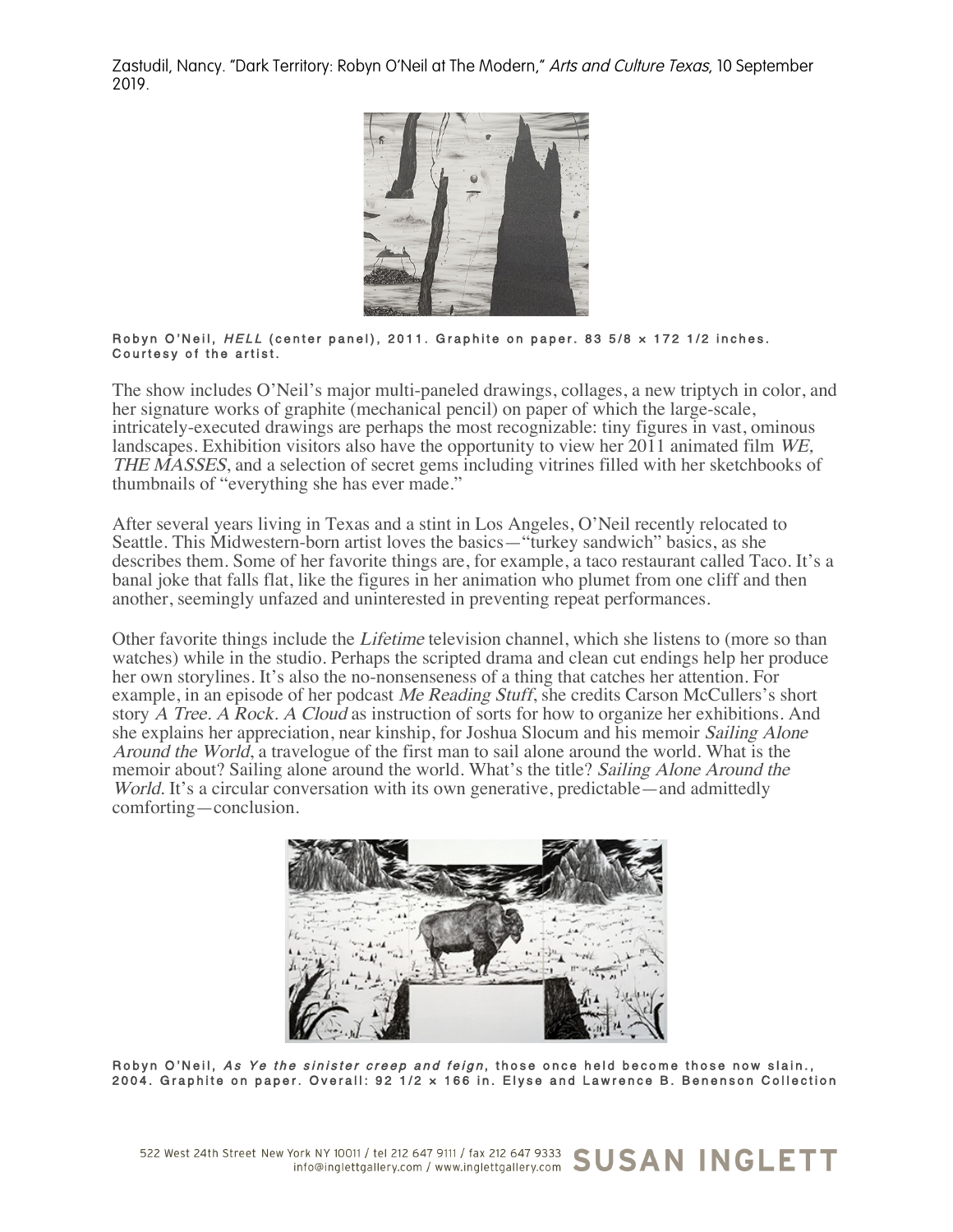Zastudil, Nancy. "Dark Territory: Robyn O'Neil at The Modern," *Arts and Culture Texas*, 10 September 2019.

Robyn O'Neil, *HELL* (center panel), 2011. Graphite on paper. 83 5/8 × 172 1/2 inches. Courtesy of the artist.

The show includes O'Neil's major multi-paneled drawings, collages, a new triptych in color, and her signature works of graphite (mechanical pencil) on paper of which the large-scale, intricately-executed drawings are perhaps the most recognizable: tiny figures in vast, ominous landscapes. Exhibition visitors also have the opportunity to view her 2011 animated film *WE, THE MASSES*, and a selection of secret gems including vitrines filled with her sketchbooks of thumbnails of "everything she has ever made."

After several years living in Texas and a stint in Los Angeles, O'Neil recently relocated to Seattle. This Midwestern-born artist loves the basics—"turkey sandwich" basics, as she describes them. Some of her favorite things are, for example, a taco restaurant called Taco. It's a banal joke that falls flat, like the figures in her animation who plumet from one cliff and then another, seemingly unfazed and uninterested in preventing repeat performances.

Other favorite things include the *Lifetime* television channel, which she listens to (more so than watches) while in the studio. Perhaps the scripted drama and clean cut endings help her produce her own storylines. It's also the no-nonsenseness of a thing that catches her attention. For example, in an episode of her podcast *Me Reading Stuff*, she credits Carson McCullers's short story *A Tree. A Rock. A Cloud* as instruction of sorts for how to organize her exhibitions. And she explains her appreciation, near kinship, for Joshua Slocum and his memoir *Sailing Alone Around the World*, a travelogue of the first man to sail alone around the world. What is the memoir about? Sailing alone around the world. What's the title? *Sailing Alone Around the World.* It's a circular conversation with its own generative, predictable—and admittedly comforting—conclusion.

Robyn O'Neil, *As Ye the sinister creep and feign*, those once held become those now slain., 2004. Graphite on paper. Overall: 92 1/2 × 166 in. Elyse and Lawrence B. Benenson Collection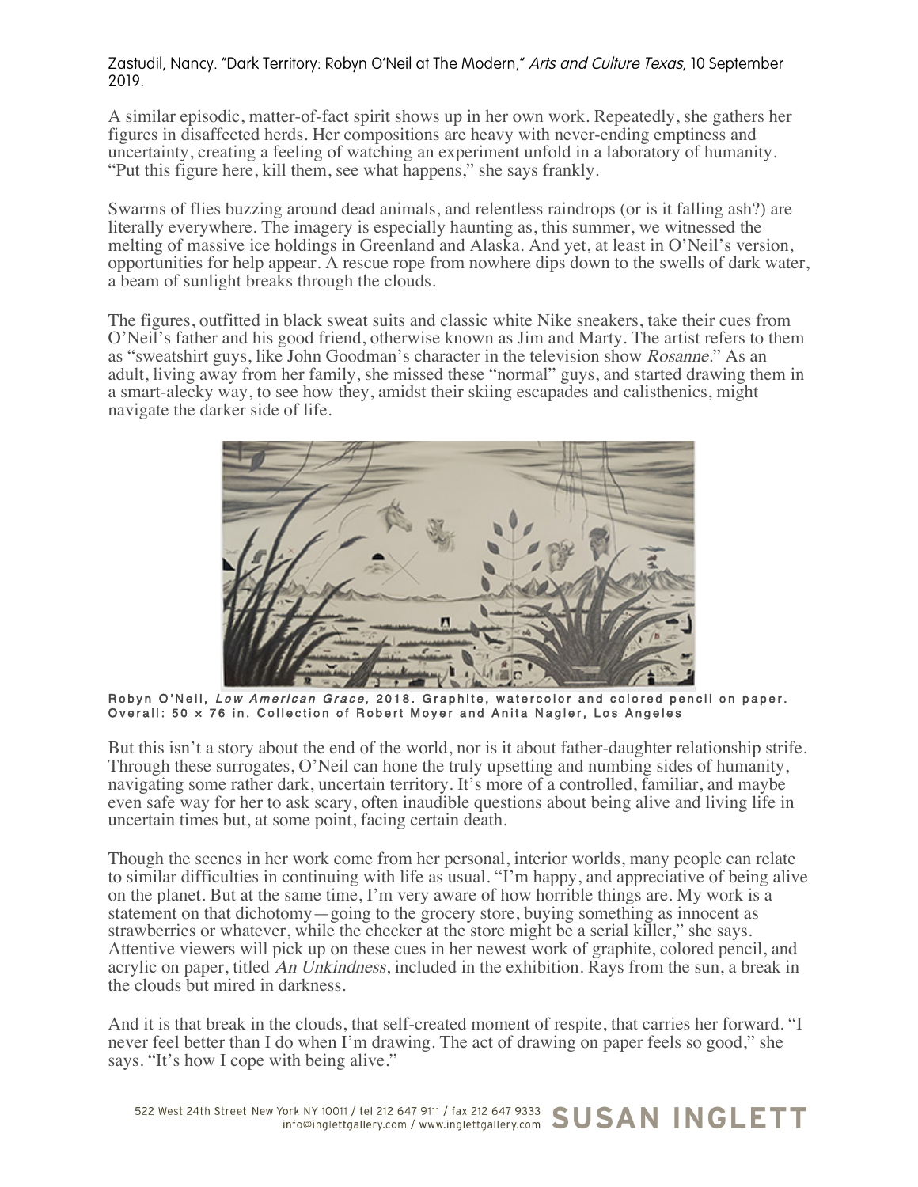Zastudil, Nancy. "Dark Territory: Robyn O'Neil at The Modern," *Arts and Culture Texas*, 10 September 2019.

A similar episodic, matter-of-fact spirit shows up in her own work. Repeatedly, she gathers her figures in disaffected herds. Her compositions are heavy with never-ending emptiness and uncertainty, creating a feeling of watching an experiment unfold in a laboratory of humanity. "Put this figure here, kill them, see what happens," she says frankly.

Swarms of flies buzzing around dead animals, and relentless raindrops (or is it falling ash?) are literally everywhere. The imagery is especially haunting as, this summer, we witnessed the melting of massive ice holdings in Greenland and Alaska. And yet, at least in O'Neil's version, opportunities for help appear. A rescue rope from nowhere dips down to the swells of dark water, a beam of sunlight breaks through the clouds.

The figures, outfitted in black sweat suits and classic white Nike sneakers, take their cues from O'Neil's father and his good friend, otherwise known as Jim and Marty. The artist refers to them as "sweatshirt guys, like John Goodman's character in the television show *Rosanne*." As an adult, living away from her family, she missed these "normal" guys, and started drawing them in a smart-alecky way, to see how they, amidst their skiing escapades and calisthenics, might navigate the darker side of life.

Robyn O'Neil, *Low American Grace*, 2018. Graphite, watercolor and colored pencil on paper. Overall: 50 × 76 in. Collection of Robert Moyer and Anita Nagler, Los Angeles

But this isn't a story about the end of the world, nor is it about father-daughter relationship strife. Through these surrogates, O'Neil can hone the truly upsetting and numbing sides of humanity, navigating some rather dark, uncertain territory. It's more of a controlled, familiar, and maybe even safe way for her to ask scary, often inaudible questions about being alive and living life in uncertain times but, at some point, facing certain death.

Though the scenes in her work come from her personal, interior worlds, many people can relate to similar difficulties in continuing with life as usual. "I'm happy, and appreciative of being alive on the planet. But at the same time, I'm very aware of how horrible things are. My work is a statement on that dichotomy—going to the grocery store, buying something as innocent as strawberries or whatever, while the checker at the store might be a serial killer," she says. Attentive viewers will pick up on these cues in her newest work of graphite, colored pencil, and acrylic on paper, titled *An Unkindness*, included in the exhibition. Rays from the sun, a break in the clouds but mired in darkness.

And it is that break in the clouds, that self-created moment of respite, that carries her forward. "I never feel better than I do when I'm drawing. The act of drawing on paper feels so good," she says. "It's how I cope with being alive."